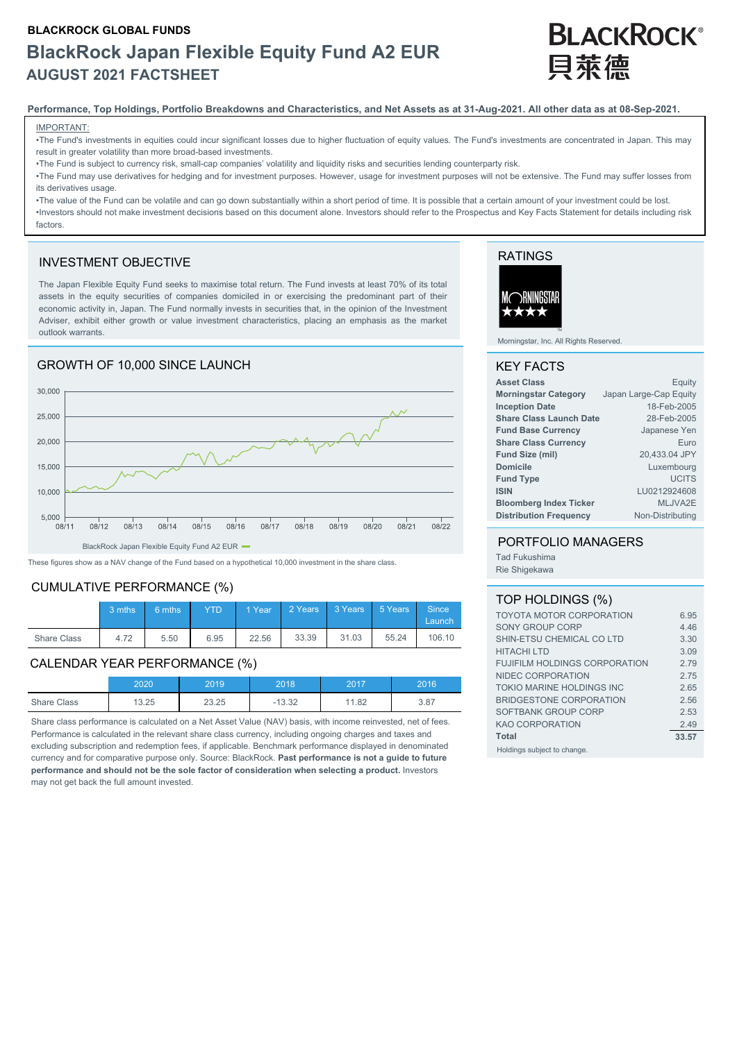**BLACKROCK GLOBAL FUNDS**

# BlackRock Japan Flexible Equity Fund A2 EUR

## AUGUST 2021 FACTSHEET

BLACKROCK® 貝萊德

**Performance, Top Holdings, Portfolio Breakdowns and Characteristics, and Net Assets as at 31-Aug-2021. All other data as at 08-Sep-2021.**

IMPORTANT:

- The Fund's investments in equities could incur significant losses due to higher fluctuation of equity values. The Fund's investments are concentrated in Japan. This may result in greater volatility than more broad-based investments.
- The Fund is subject to currency risk, small-cap companies' volatility and liquidity risks and securities lending counterparty risk.
- The Fund may use derivatives for hedging and for investment purposes. However, usage for investment purposes will not be extensive. The Fund may suffer losses from its derivatives usage.
- The value of the Fund can be volatile and can go down substantially within a short period of time. It is possible that a certain amount of your investment could be lost.
- Investors should not make investment decisions based on this document alone. Investors should refer to the Prospectus and Key Facts Statement for details including risk factors.

## INVESTMENT OBJECTIVE

The Japan Flexible Equity Fund seeks to maximise total return. The Fund invests at least 70% of its total assets in the equity securities of companies domiciled in or exercising the predominant part of their economic activity in, Japan. The Fund normally invests in securities that, in the opinion of the Investment Adviser, exhibit either growth or value investment characteristics, placing an emphasis as the market outlook warrants.

## GROWTH OF 10,000 SINCE LAUNCH

BlackRock Japan Flexible Equity Fund A2 EUR

These figures show as a NAV change of the Fund based on a hypothetical 10,000 investment in the share class.

## CUMULATIVE PERFORMANCE (%)

| | 3 mths | 6 mths | YTD | 1 Year | 2 Years | 3 Years | 5 Years | Since Launch |
|---|---|---|---|---|---|---|---|---|
| Share Class | 4.72 | 5.50 | 6.95 | 22.56 | 33.39 | 31.03 | 55.24 | 106.10 |

## CALENDAR YEAR PERFORMANCE (%)

| | 2020 | 2019 | 2018 | 2017 | 2016 |
|---|---|---|---|---|---|
| Share Class | 13.25 | 23.25 | -13.32 | 11.82 | 3.87 |

Share class performance is calculated on a Net Asset Value (NAV) basis, with income reinvested, net of fees. Performance is calculated in the relevant share class currency, including ongoing charges and taxes and excluding subscription and redemption fees, if applicable. Benchmark performance displayed in denominated currency and for comparative purpose only. Source: BlackRock. **Past performance is not a guide to future performance and should not be the sole factor of consideration when selecting a product.** Investors may not get back the full amount invested.

## RATINGS

Morningstar ★★★★

Morningstar, Inc. All Rights Reserved.

## KEY FACTS

| | |
|---|---|
| **Asset Class** | Equity |
| **Morningstar Category** | Japan Large-Cap Equity |
| **Inception Date** | 18-Feb-2005 |
| **Share Class Launch Date** | 28-Feb-2005 |
| **Fund Base Currency** | Japanese Yen |
| **Share Class Currency** | Euro |
| **Fund Size (mil)** | 20,433.04 JPY |
| **Domicile** | Luxembourg |
| **Fund Type** | UCITS |
| **ISIN** | LU0212924608 |
| **Bloomberg Index Ticker** | MLJVA2E |
| **Distribution Frequency** | Non-Distributing |

## PORTFOLIO MANAGERS

Tad Fukushima
Rie Shigekawa

## TOP HOLDINGS (%)

| | |
|---|---|
| TOYOTA MOTOR CORPORATION | 6.95 |
| SONY GROUP CORP | 4.46 |
| SHIN-ETSU CHEMICAL CO LTD | 3.30 |
| HITACHI LTD | 3.09 |
| FUJIFILM HOLDINGS CORPORATION | 2.79 |
| NIDEC CORPORATION | 2.75 |
| TOKIO MARINE HOLDINGS INC | 2.65 |
| BRIDGESTONE CORPORATION | 2.56 |
| SOFTBANK GROUP CORP | 2.53 |
| KAO CORPORATION | 2.49 |
| **Total** | **33.57** |

Holdings subject to change.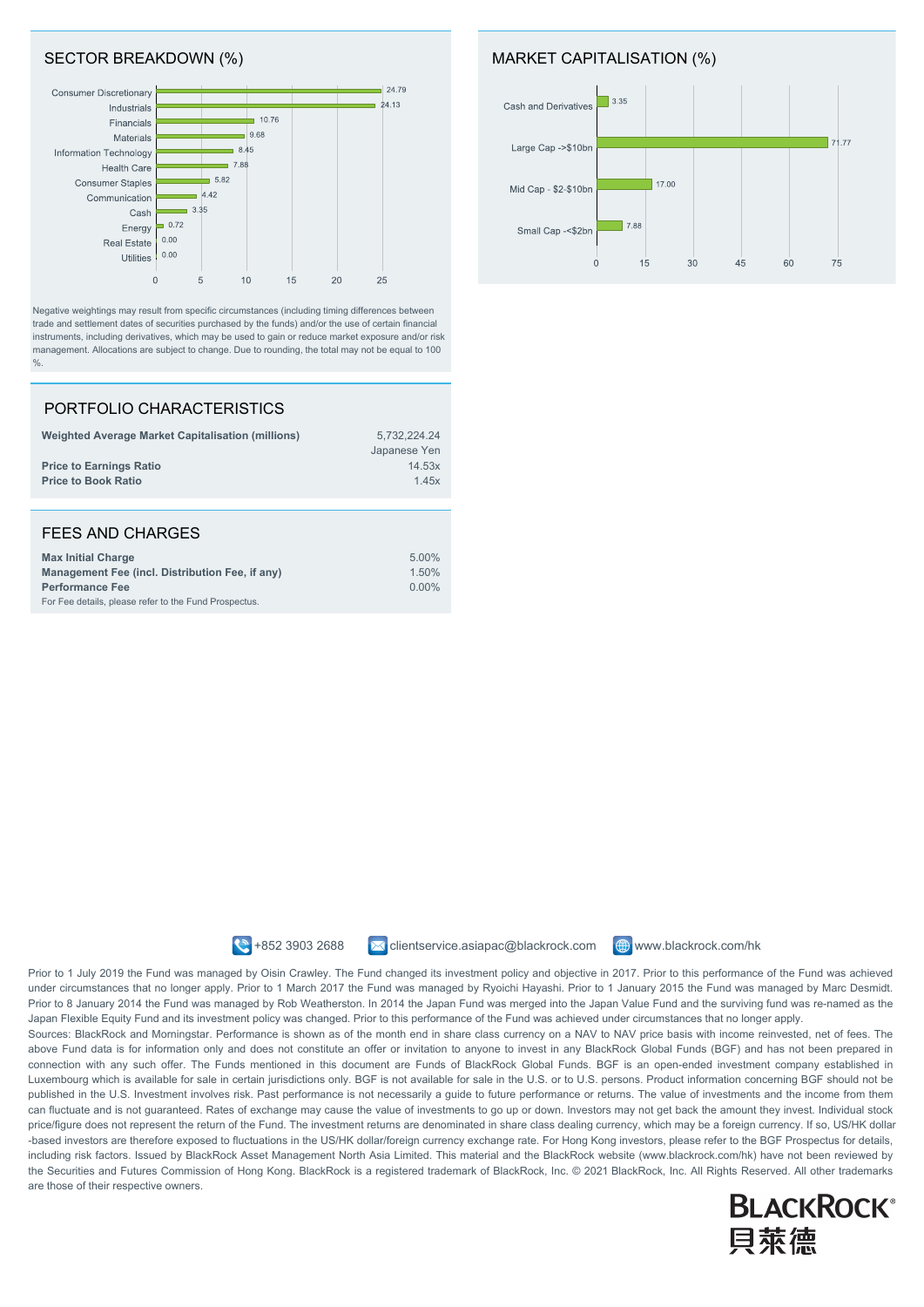## SECTOR BREAKDOWN (%)

| Sector | % |
|---|---|
| Consumer Discretionary | 24.79 |
| Industrials | 24.13 |
| Financials | 10.76 |
| Materials | 9.68 |
| Information Technology | 8.45 |
| Health Care | 7.88 |
| Consumer Staples | 5.82 |
| Communication | 4.42 |
| Cash | 3.35 |
| Energy | 0.72 |
| Real Estate | 0.00 |
| Utilities | 0.00 |

Negative weightings may result from specific circumstances (including timing differences between trade and settlement dates of securities purchased by the funds) and/or the use of certain financial instruments, including derivatives, which may be used to gain or reduce market exposure and/or risk management. Allocations are subject to change. Due to rounding, the total may not be equal to 100 %.

## MARKET CAPITALISATION (%)

| Market Capitalisation | % |
|---|---|
| Cash and Derivatives | 3.35 |
| Large Cap ->$10bn | 71.77 |
| Mid Cap - $2-$10bn | 17.00 |
| Small Cap -<$2bn | 7.88 |

## PORTFOLIO CHARACTERISTICS

| | |
|---|---|
| **Weighted Average Market Capitalisation (millions)** | 5,732,224.24 Japanese Yen |
| **Price to Earnings Ratio** | 14.53x |
| **Price to Book Ratio** | 1.45x |

## FEES AND CHARGES

| | |
|---|---|
| **Max Initial Charge** | 5.00% |
| **Management Fee (incl. Distribution Fee, if any)** | 1.50% |
| **Performance Fee** | 0.00% |

For Fee details, please refer to the Fund Prospectus.

+852 3903 2688 clientservice.asiapac@blackrock.com www.blackrock.com/hk

Prior to 1 July 2019 the Fund was managed by Oisin Crawley. The Fund changed its investment policy and objective in 2017. Prior to this performance of the Fund was achieved under circumstances that no longer apply. Prior to 1 March 2017 the Fund was managed by Ryoichi Hayashi. Prior to 1 January 2015 the Fund was managed by Marc Desmidt. Prior to 8 January 2014 the Fund was managed by Rob Weatherston. In 2014 the Japan Fund was merged into the Japan Value Fund and the surviving fund was re-named as the Japan Flexible Equity Fund and its investment policy was changed. Prior to this performance of the Fund was achieved under circumstances that no longer apply.

Sources: BlackRock and Morningstar. Performance is shown as of the month end in share class currency on a NAV to NAV price basis with income reinvested, net of fees. The above Fund data is for information only and does not constitute an offer or invitation to anyone to invest in any BlackRock Global Funds (BGF) and has not been prepared in connection with any such offer. The Funds mentioned in this document are Funds of BlackRock Global Funds. BGF is an open-ended investment company established in Luxembourg which is available for sale in certain jurisdictions only. BGF is not available for sale in the U.S. or to U.S. persons. Product information concerning BGF should not be published in the U.S. Investment involves risk. Past performance is not necessarily a guide to future performance or returns. The value of investments and the income from them can fluctuate and is not guaranteed. Rates of exchange may cause the value of investments to go up or down. Investors may not get back the amount they invest. Individual stock price/figure does not represent the return of the Fund. The investment returns are denominated in share class dealing currency, which may be a foreign currency. If so, US/HK dollar -based investors are therefore exposed to fluctuations in the US/HK dollar/foreign currency exchange rate. For Hong Kong investors, please refer to the BGF Prospectus for details, including risk factors. Issued by BlackRock Asset Management North Asia Limited. This material and the BlackRock website (www.blackrock.com/hk) have not been reviewed by the Securities and Futures Commission of Hong Kong. BlackRock is a registered trademark of BlackRock, Inc. © 2021 BlackRock, Inc. All Rights Reserved. All other trademarks are those of their respective owners.

BLACKROCK®
貝萊德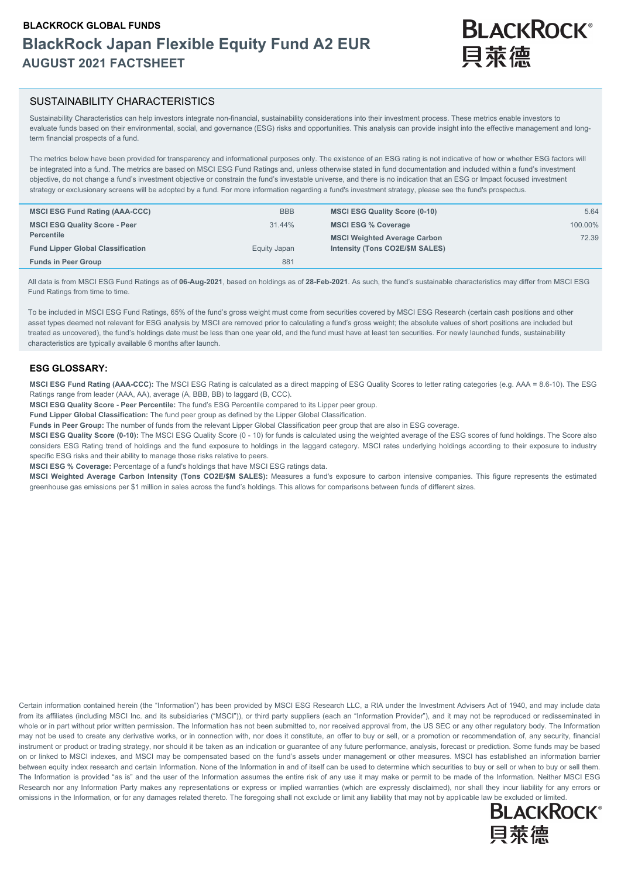# BLACKROCK GLOBAL FUNDS

## BlackRock Japan Flexible Equity Fund A2 EUR

### AUGUST 2021 FACTSHEET

## SUSTAINABILITY CHARACTERISTICS

Sustainability Characteristics can help investors integrate non-financial, sustainability considerations into their investment process. These metrics enable investors to evaluate funds based on their environmental, social, and governance (ESG) risks and opportunities. This analysis can provide insight into the effective management and long-term financial prospects of a fund.

The metrics below have been provided for transparency and informational purposes only. The existence of an ESG rating is not indicative of how or whether ESG factors will be integrated into a fund. The metrics are based on MSCI ESG Fund Ratings and, unless otherwise stated in fund documentation and included within a fund's investment objective, do not change a fund's investment objective or constrain the fund's investable universe, and there is no indication that an ESG or Impact focused investment strategy or exclusionary screens will be adopted by a fund. For more information regarding a fund's investment strategy, please see the fund's prospectus.

| | | | |
|---|---|---|---|
| **MSCI ESG Fund Rating (AAA-CCC)** | BBB | **MSCI ESG Quality Score (0-10)** | 5.64 |
| **MSCI ESG Quality Score - Peer Percentile** | 31.44% | **MSCI ESG % Coverage** | 100.00% |
| **Fund Lipper Global Classification** | Equity Japan | **MSCI Weighted Average Carbon Intensity (Tons CO2E/$M SALES)** | 72.39 |
| **Funds in Peer Group** | 881 | | |

All data is from MSCI ESG Fund Ratings as of **06-Aug-2021**, based on holdings as of **28-Feb-2021**. As such, the fund's sustainable characteristics may differ from MSCI ESG Fund Ratings from time to time.

To be included in MSCI ESG Fund Ratings, 65% of the fund's gross weight must come from securities covered by MSCI ESG Research (certain cash positions and other asset types deemed not relevant for ESG analysis by MSCI are removed prior to calculating a fund's gross weight; the absolute values of short positions are included but treated as uncovered), the fund's holdings date must be less than one year old, and the fund must have at least ten securities. For newly launched funds, sustainability characteristics are typically available 6 months after launch.

### ESG GLOSSARY:

**MSCI ESG Fund Rating (AAA-CCC):** The MSCI ESG Rating is calculated as a direct mapping of ESG Quality Scores to letter rating categories (e.g. AAA = 8.6-10). The ESG Ratings range from leader (AAA, AA), average (A, BBB, BB) to laggard (B, CCC).

**MSCI ESG Quality Score - Peer Percentile:** The fund's ESG Percentile compared to its Lipper peer group.

**Fund Lipper Global Classification:** The fund peer group as defined by the Lipper Global Classification.

**Funds in Peer Group:** The number of funds from the relevant Lipper Global Classification peer group that are also in ESG coverage.

**MSCI ESG Quality Score (0-10):** The MSCI ESG Quality Score (0 - 10) for funds is calculated using the weighted average of the ESG scores of fund holdings. The Score also considers ESG Rating trend of holdings and the fund exposure to holdings in the laggard category. MSCI rates underlying holdings according to their exposure to industry specific ESG risks and their ability to manage those risks relative to peers.

**MSCI ESG % Coverage:** Percentage of a fund's holdings that have MSCI ESG ratings data.

**MSCI Weighted Average Carbon Intensity (Tons CO2E/$M SALES):** Measures a fund's exposure to carbon intensive companies. This figure represents the estimated greenhouse gas emissions per $1 million in sales across the fund's holdings. This allows for comparisons between funds of different sizes.

Certain information contained herein (the "Information") has been provided by MSCI ESG Research LLC, a RIA under the Investment Advisers Act of 1940, and may include data from its affiliates (including MSCI Inc. and its subsidiaries ("MSCI")), or third party suppliers (each an "Information Provider"), and it may not be reproduced or redisseminated in whole or in part without prior written permission. The Information has not been submitted to, nor received approval from, the US SEC or any other regulatory body. The Information may not be used to create any derivative works, or in connection with, nor does it constitute, an offer to buy or sell, or a promotion or recommendation of, any security, financial instrument or product or trading strategy, nor should it be taken as an indication or guarantee of any future performance, analysis, forecast or prediction. Some funds may be based on or linked to MSCI indexes, and MSCI may be compensated based on the fund's assets under management or other measures. MSCI has established an information barrier between equity index research and certain Information. None of the Information in and of itself can be used to determine which securities to buy or sell or when to buy or sell them. The Information is provided "as is" and the user of the Information assumes the entire risk of any use it may make or permit to be made of the Information. Neither MSCI ESG Research nor any Information Party makes any representations or express or implied warranties (which are expressly disclaimed), nor shall they incur liability for any errors or omissions in the Information, or for any damages related thereto. The foregoing shall not exclude or limit any liability that may not by applicable law be excluded or limited.